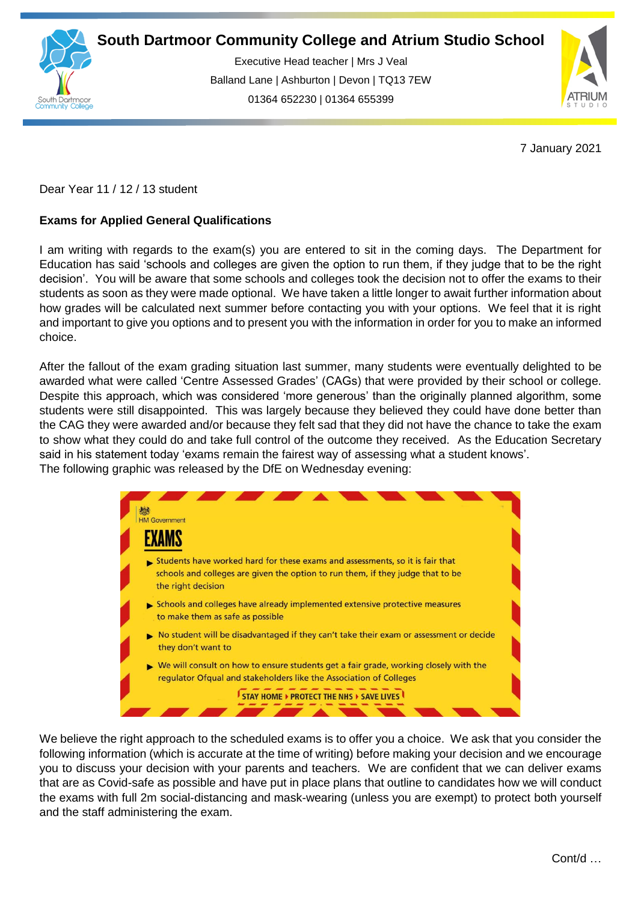# South Dartmoor Community College and Atrium Studio School

Executive Head teacher | Mrs J Veal
Balland Lane | Ashburton | Devon | TQ13 7EW
01364 652230 | 01364 655399

7 January 2021

Dear Year 11 / 12 / 13 student

**Exams for Applied General Qualifications**

I am writing with regards to the exam(s) you are entered to sit in the coming days. The Department for Education has said 'schools and colleges are given the option to run them, if they judge that to be the right decision'. You will be aware that some schools and colleges took the decision not to offer the exams to their students as soon as they were made optional. We have taken a little longer to await further information about how grades will be calculated next summer before contacting you with your options. We feel that it is right and important to give you options and to present you with the information in order for you to make an informed choice.

After the fallout of the exam grading situation last summer, many students were eventually delighted to be awarded what were called 'Centre Assessed Grades' (CAGs) that were provided by their school or college. Despite this approach, which was considered 'more generous' than the originally planned algorithm, some students were still disappointed. This was largely because they believed they could have done better than the CAG they were awarded and/or because they felt sad that they did not have the chance to take the exam to show what they could do and take full control of the outcome they received. As the Education Secretary said in his statement today 'exams remain the fairest way of assessing what a student knows'.
The following graphic was released by the DfE on Wednesday evening:

HM Government

**EXAMS**

- Students have worked hard for these exams and assessments, so it is fair that schools and colleges are given the option to run them, if they judge that to be the right decision
- Schools and colleges have already implemented extensive protective measures to make them as safe as possible
- No student will be disadvantaged if they can't take their exam or assessment or decide they don't want to
- We will consult on how to ensure students get a fair grade, working closely with the regulator Ofqual and stakeholders like the Association of Colleges

STAY HOME ▸ PROTECT THE NHS ▸ SAVE LIVES

We believe the right approach to the scheduled exams is to offer you a choice. We ask that you consider the following information (which is accurate at the time of writing) before making your decision and we encourage you to discuss your decision with your parents and teachers. We are confident that we can deliver exams that are as Covid-safe as possible and have put in place plans that outline to candidates how we will conduct the exams with full 2m social-distancing and mask-wearing (unless you are exempt) to protect both yourself and the staff administering the exam.

Cont/d …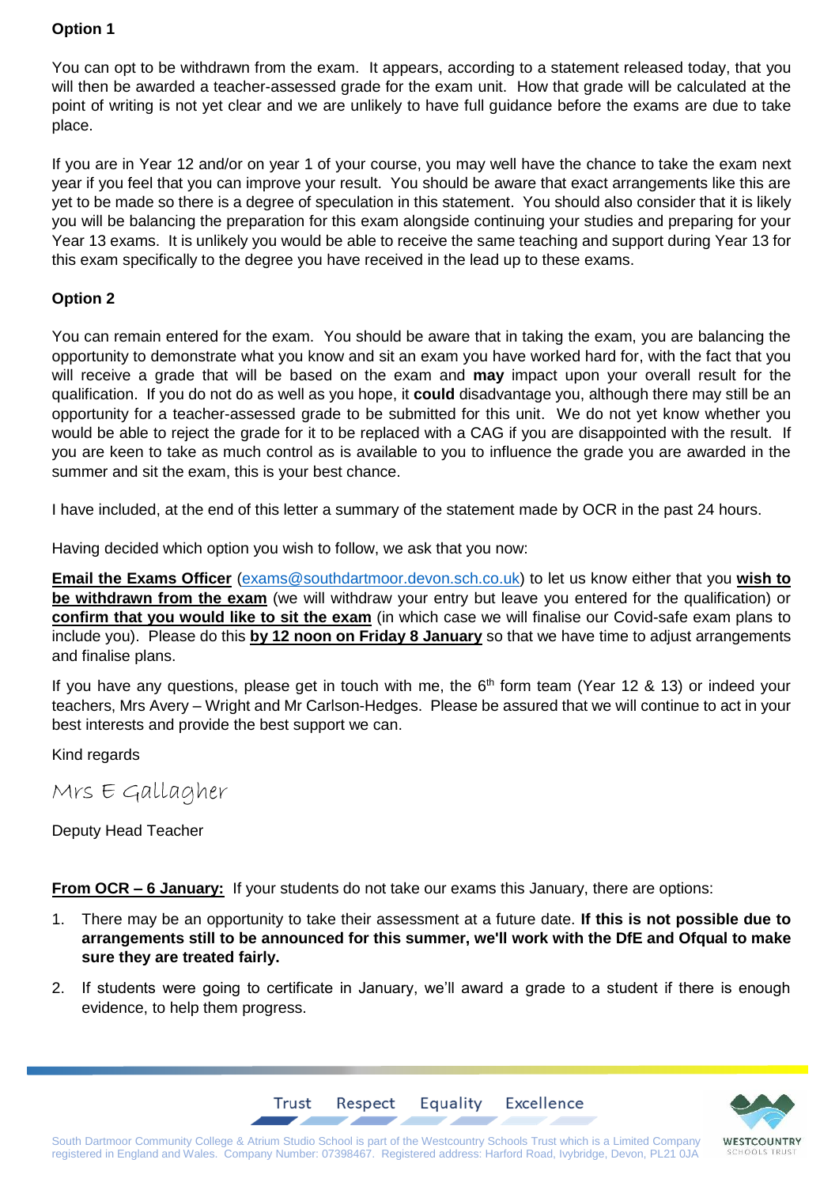**Option 1**

You can opt to be withdrawn from the exam. It appears, according to a statement released today, that you will then be awarded a teacher-assessed grade for the exam unit. How that grade will be calculated at the point of writing is not yet clear and we are unlikely to have full guidance before the exams are due to take place.

If you are in Year 12 and/or on year 1 of your course, you may well have the chance to take the exam next year if you feel that you can improve your result. You should be aware that exact arrangements like this are yet to be made so there is a degree of speculation in this statement. You should also consider that it is likely you will be balancing the preparation for this exam alongside continuing your studies and preparing for your Year 13 exams. It is unlikely you would be able to receive the same teaching and support during Year 13 for this exam specifically to the degree you have received in the lead up to these exams.

**Option 2**

You can remain entered for the exam. You should be aware that in taking the exam, you are balancing the opportunity to demonstrate what you know and sit an exam you have worked hard for, with the fact that you will receive a grade that will be based on the exam and **may** impact upon your overall result for the qualification. If you do not do as well as you hope, it **could** disadvantage you, although there may still be an opportunity for a teacher-assessed grade to be submitted for this unit. We do not yet know whether you would be able to reject the grade for it to be replaced with a CAG if you are disappointed with the result. If you are keen to take as much control as is available to you to influence the grade you are awarded in the summer and sit the exam, this is your best chance.

I have included, at the end of this letter a summary of the statement made by OCR in the past 24 hours.

Having decided which option you wish to follow, we ask that you now:

**Email the Exams Officer** (exams@southdartmoor.devon.sch.co.uk) to let us know either that you **wish to be withdrawn from the exam** (we will withdraw your entry but leave you entered for the qualification) or **confirm that you would like to sit the exam** (in which case we will finalise our Covid-safe exam plans to include you). Please do this **by 12 noon on Friday 8 January** so that we have time to adjust arrangements and finalise plans.

If you have any questions, please get in touch with me, the 6th form team (Year 12 & 13) or indeed your teachers, Mrs Avery – Wright and Mr Carlson-Hedges. Please be assured that we will continue to act in your best interests and provide the best support we can.

Kind regards

Mrs E Gallagher

Deputy Head Teacher

**From OCR – 6 January:** If your students do not take our exams this January, there are options:

1. There may be an opportunity to take their assessment at a future date. **If this is not possible due to arrangements still to be announced for this summer, we'll work with the DfE and Ofqual to make sure they are treated fairly.**
2. If students were going to certificate in January, we'll award a grade to a student if there is enough evidence, to help them progress.